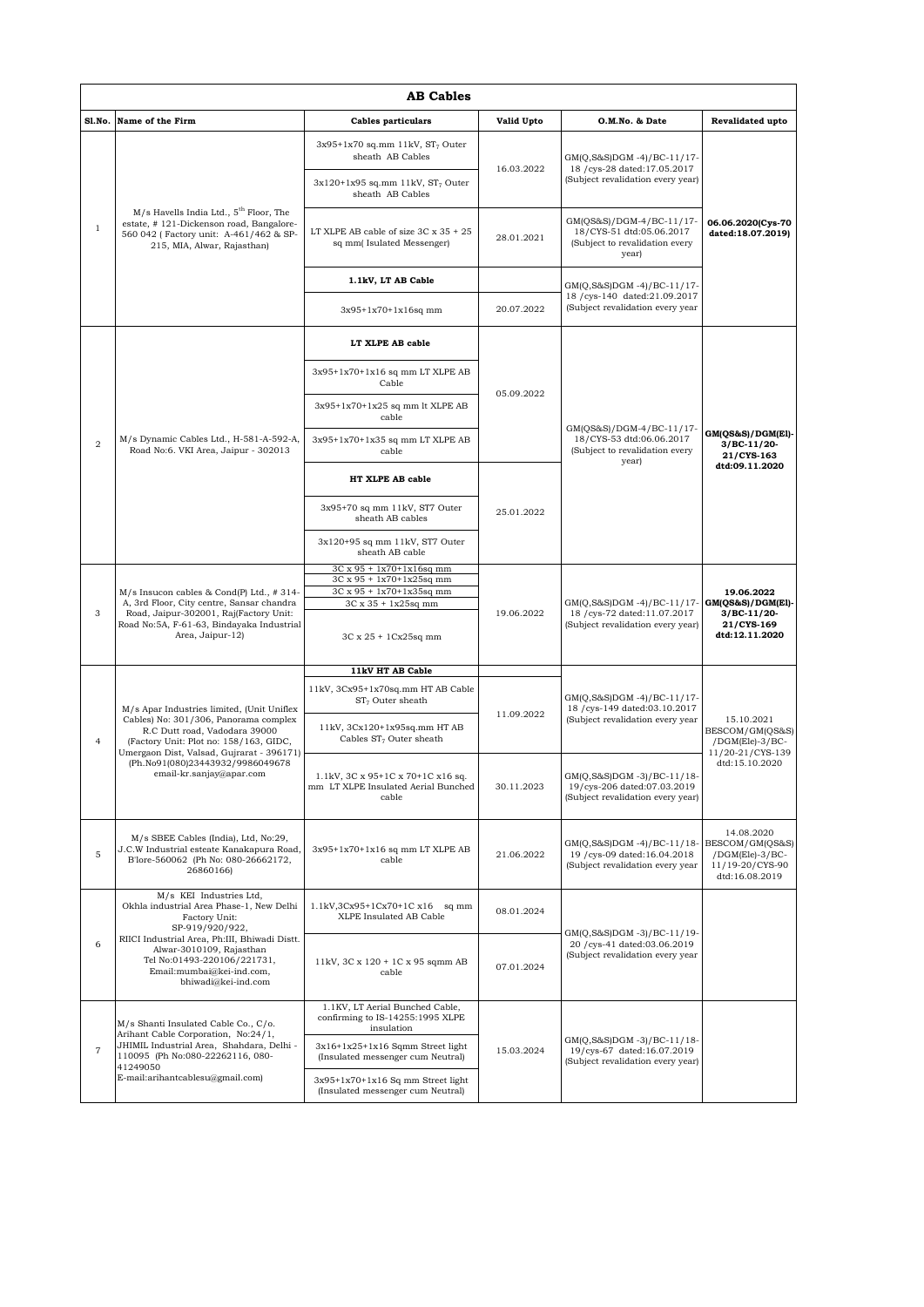# AB Cables

| Sl.No. | Name of the Firm | Cables particulars | Valid Upto | O.M.No. & Date | Revalidated upto |
|---|---|---|---|---|---|
| 1 | M/s Havells India Ltd., 5[th] Floor, The estate, # 121-Dickenson road, Bangalore-560 042 ( Factory unit: A-461/462 & SP-215, MIA, Alwar, Rajasthan) | 3x95+1x70 sq.mm 11kV, $ST_7$ Outer sheath AB Cables | 16.03.2022 | GM(Q,S&S)DGM -4)/BC-11/17-18 /cys-28 dated:17.05.2017 (Subject revalidation every year) | 06.06.2020(Cys-70 dated:18.07.2019) |
| | | 3x120+1x95 sq.mm 11kV, $ST_7$ Outer sheath AB Cables | | | |
| | | LT XLPE AB cable of size 3C x 35 + 25 sq mm( Isulated Messenger) | 28.01.2021 | GM(QS&S)/DGM-4/BC-11/17-18/CYS-51 dtd:05.06.2017 (Subject to revalidation every year) | |
| | | **1.1kV, LT AB Cable** | | GM(Q,S&S)DGM -4)/BC-11/17-18 /cys-140 dated:21.09.2017 (Subject revalidation every year | |
| | | 3x95+1x70+1x16sq mm | 20.07.2022 | | |
| 2 | M/s Dynamic Cables Ltd., H-581-A-592-A, Road No:6. VKI Area, Jaipur - 302013 | **LT XLPE AB cable** | 05.09.2022 | GM(QS&S)/DGM-4/BC-11/17-18/CYS-53 dtd:06.06.2017 (Subject to revalidation every year) | **GM(QS&S)/DGM(El)-3/BC-11/20-21/CYS-163 dtd:09.11.2020** |
| | | 3x95+1x70+1x16 sq mm LT XLPE AB Cable | | | |
| | | 3x95+1x70+1x25 sq mm lt XLPE AB cable | | | |
| | | 3x95+1x70+1x35 sq mm LT XLPE AB cable | | | |
| | | **HT XLPE AB cable** | 25.01.2022 | | |
| | | 3x95+70 sq mm 11kV, ST7 Outer sheath AB cables | | | |
| | | 3x120+95 sq mm 11kV, ST7 Outer sheath AB cable | | | |
| 3 | M/s Insucon cables & Cond(P) Ltd., # 314-A, 3rd Floor, City centre, Sansar chandra Road, Jaipur-302001, Raj(Factory Unit: Road No:5A, F-61-63, Bindayaka Industrial Area, Jaipur-12) | 3C x 95 + 1x70+1x16sq mm | 19.06.2022 | GM(Q,S&S)DGM -4)/BC-11/17-18 /cys-72 dated:11.07.2017 (Subject revalidation every year) | **19.06.2022 GM(QS&S)/DGM(El)-3/BC-11/20-21/CYS-169 dtd:12.11.2020** |
| | | 3C x 95 + 1x70+1x25sq mm | | | |
| | | 3C x 95 + 1x70+1x35sq mm | | | |
| | | 3C x 35 + 1x25sq mm | | | |
| | | 3C x 25 + 1Cx25sq mm | | | |
| 4 | M/s Apar Industries limited, (Unit Uniflex Cables) No: 301/306, Panorama complex R.C Dutt road, Vadodara 39000 (Factory Unit: Plot no: 158/163, GIDC, Umergaon Dist, Valsad, Gujrarat - 396171) (Ph.No91(080)23443932/9986049678 email-kr.sanjay@apar.com | **11kV HT AB Cable** | | GM(Q,S&S)DGM -4)/BC-11/17-18 /cys-149 dated:03.10.2017 (Subject revalidation every year | 15.10.2021 BESCOM/GM(QS&S) /DGM(Ele)-3/BC-11/20-21/CYS-139 dtd:15.10.2020 |
| | | 11kV, 3Cx95+1x70sq.mm HT AB Cable $ST_7$ Outer sheath | 11.09.2022 | | |
| | | 11kV, 3Cx120+1x95sq.mm HT AB Cables $ST_7$ Outer sheath | | | |
| | | 1.1kV, 3C x 95+1C x 70+1C x16 sq. mm LT XLPE Insulated Aerial Bunched cable | 30.11.2023 | GM(Q,S&S)DGM -3)/BC-11/18-19/cys-206 dated:07.03.2019 (Subject revalidation every year) | |
| 5 | M/s SBEE Cables (India), Ltd, No:29, J.C.W Industrial esteate Kanakapura Road, B'lore-560062 (Ph No: 080-26662172, 26860166) | 3x95+1x70+1x16 sq mm LT XLPE AB cable | 21.06.2022 | GM(Q,S&S)DGM -4)/BC-11/18-19 /cys-09 dated:16.04.2018 (Subject revalidation every year | 14.08.2020 BESCOM/GM(QS&S) /DGM(Ele)-3/BC-11/19-20/CYS-90 dtd:16.08.2019 |
| 6 | M/s KEI Industries Ltd, Okhla industrial Area Phase-1, New Delhi Factory Unit: SP-919/920/922, RIICI Industrial Area, Ph:III, Bhiwadi Distt. Alwar-3010109, Rajasthan Tel No:01493-220106/221731, Email:mumbai@kei-ind.com, bhiwadi@kei-ind.com | 1.1kV,3Cx95+1Cx70+1C x16 sq mm XLPE Insulated AB Cable | 08.01.2024 | GM(Q,S&S)DGM -3)/BC-11/19-20 /cys-41 dated:03.06.2019 (Subject revalidation every year | |
| | | 11kV, 3C x 120 + 1C x 95 sqmm AB cable | 07.01.2024 | | |
| 7 | M/s Shanti Insulated Cable Co., C/o. Arihant Cable Corporation, No:24/1, JHIMIL Industrial Area, Shahdara, Delhi - 110095 (Ph No:080-22262116, 080-41249050 E-mail:arihantcablesu@gmail.com) | 1.1KV, LT Aerial Bunched Cable, confirming to IS-14255:1995 XLPE insulation | 15.03.2024 | GM(Q,S&S)DGM -3)/BC-11/18-19/cys-67 dated:16.07.2019 (Subject revalidation every year) | |
| | | 3x16+1x25+1x16 Sqmm Street light (Insulated messenger cum Neutral) | | | |
| | | 3x95+1x70+1x16 Sq mm Street light (Insulated messenger cum Neutral) | | | |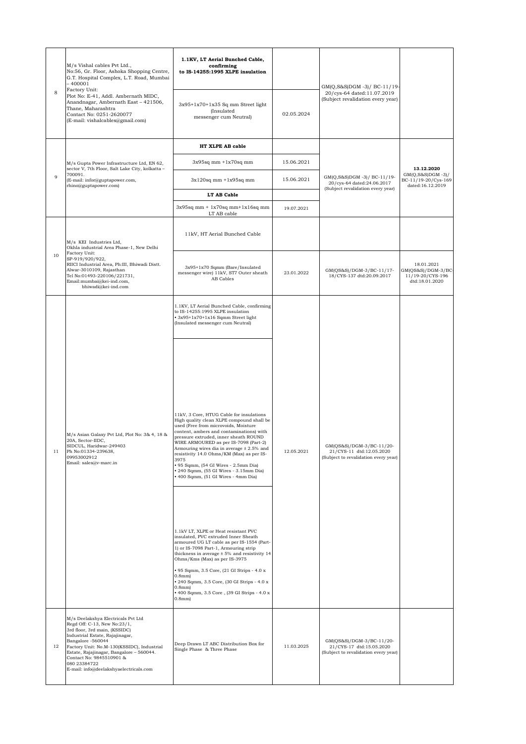| 8 | M/s Vishal cables Pvt Ltd., No:56, Gr. Floor, Ashoka Shopping Centre, G.T. Hospital Complex, L.T. Road, Mumbai – 400001<br>Factory Unit:<br>Plot No: E-41, Addl. Ambernath MIDC, Anandnagar, Ambernath East – 421506, Thane, Maharashtra<br>Contact No: 0251-2620077<br>(E-mail: vishalcables@gmail.com) | **1.1KV, LT Aerial Bunched Cable, confirming to IS-14255:1995 XLPE insulation** | | GM(Q,S&S)DGM -3)/ BC-11/19-20/cys-64 dated:11.07.2019<br>(Subject revalidation every year) | |
|---|---|---|---|---|---|
| | | 3x95+1x70+1x35 Sq mm Street light (Insulated messenger cum Neutral) | 02.05.2024 | | |
| 9 | M/s Gupta Power Infrastructure Ltd, EN 62, sector V, 7th Floor, Salt Lake City, kolkatta – 700091.<br>(E-mail: infor@guptapower.com, rhino@guptapower.com) | **HT XLPE AB cable** | | GM(Q,S&S)DGM -3)/ BC-11/19-20/cys-64 dated:24.06.2017<br>(Subject revalidation every year) | **13.12.2020**<br>GM(Q,S&S)DGM -3)/ BC-11/19-20/Cys-169 dated:16.12.2019 |
| | | 3x95sq mm +1x70sq mm | 15.06.2021 | | |
| | | 3x120sq mm +1x95sq mm | 15.06.2021 | | |
| | | **LT AB Cable** | | | |
| | | 3x95sq mm + 1x70sq mm+1x16sq mm LT AB cable | 19.07.2021 | | |
| 10 | M/s KEI Industries Ltd, Okhla industrial Area Phase-1, New Delhi<br>Factory Unit:<br>SP-919/920/922, RIICI Industrial Area, Ph:III, Bhiwadi Distt. Alwar-3010109, Rajasthan<br>Tel No:01493-220106/221731,<br>Email:mumbai@kei-ind.com, bhiwadi@kei-ind.com | 11kV, HT Aerial Bunched Cable | | | |
| | | 3x95+1x70 Sqmm (Bare/Insulated messenger wire) 11kV, ST7 Outer sheath AB Cables | 23.01.2022 | GM(QS&S)/DGM-3/BC-11/17-18/CYS-137 dtd:20.09.2017 | 18.01.2021<br>GM(QS&S)/DGM-3/BC-11/19-20/CYS-196 dtd:18.01.2020 |
| 11 | M/s Asian Galaxy Pvt Ltd, Plot No: 3& 4, 18 & 20A, Sector-IIDC, SIDCUL, Haridwar-249403<br>Ph No:01334-239638, 09953002912<br>Email: sales@v-marc.in | 1.1KV, LT Aerial Bunched Cable, confirming to IS-14255:1995 XLPE insulation<br>• 3x95+1x70+1x16 Sqmm Street light (Insulated messenger cum Neutral) | 12.05.2021 | GM(QS&S)/DGM-3/BC-11/20-21/CYS-11 dtd:12.05.2020<br>(Subject to revalidation every year) | |
| | | 11kV, 3 Core, HTUG Cable for insulations High quality clean XLPE compound shall be used (Free from microvoids, Moisture content, ambers and contaminations) with pressure extruded, inner sheath ROUND WIRE ARMOURED as per IS-7098 (Part-2) Armouring wires dia in average ± 2.5% and resistivity 14.0 Ohms/KM (Max) as per IS-3975<br>• 95 Sqmm, (54 GI Wires - 2.5mm Dia)<br>• 240 Sqmm, (55 GI Wires - 3.15mm Dia)<br>• 400 Sqmm, (51 GI Wires - 4mm Dia) | | | |
| | | 1.1kV LT, XLPE or Heat resistant PVC insulated, PVC extruded Inner Sheath armoured UG LT cable as per IS-1554 (Part-1) or IS-7098 Part-1, Armouring strip thickness in average ± 5% and resistivity 14 Ohms/Kms (Max) as per IS-3975<br>• 95 Sqmm, 3.5 Core, (21 GI Strips - 4.0 x 0.8mm)<br>• 240 Sqmm, 3.5 Core, (30 GI Strips - 4.0 x 0.8mm)<br>• 400 Sqmm, 3.5 Core , (39 GI Strips - 4.0 x 0.8mm) | | | |
| 12 | M/s Deelakshya Electricals Pvt Ltd<br>Regd Off: C-13, New No:23/1, 3rd floor, 3rd main, (KSSIDC) Industrial Estate, Rajajinagar, Bangalore -560044<br>Factory Unit: No.M-130(KSSIDC), Industrial Estate, Rajajinagar, Bangalore – 560044.<br>Contact No: 9845510901 & 080 23384722<br>E-mail: info@deelakshyaelectricals.com | Deep Drawn LT ABC Distribution Box for Single Phase & Three Phase | 11.03.2025 | GM(QS&S)/DGM-3/BC-11/20-21/CYS-17 dtd:15.05.2020<br>(Subject to revalidation every year) | |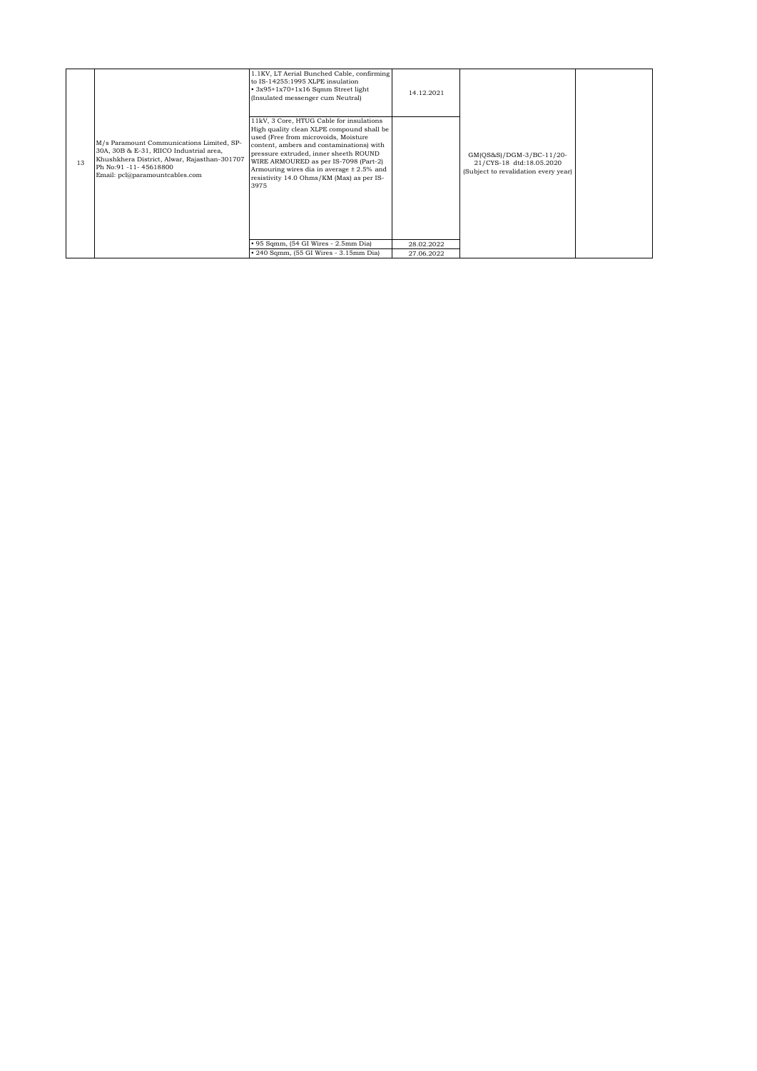| | | | | | |
|---|---|---|---|---|---|
| 13 | M/s Paramount Communications Limited, SP-30A, 30B & E-31, RIICO Industrial area, Khushkhera District, Alwar, Rajasthan-301707<br>Ph No:91 -11- 45618800<br>Email: pcl@paramountcables.com | 1.1KV, LT Aerial Bunched Cable, confirming to IS-14255:1995 XLPE insulation<br>• 3x95+1x70+1x16 Sqmm Street light (Insulated messenger cum Neutral) | 14.12.2021 | GM(QS&S)/DGM-3/BC-11/20-21/CYS-18 dtd:18.05.2020<br>(Subject to revalidation every year) | |
| | | 11kV, 3 Core, HTUG Cable for insulations High quality clean XLPE compound shall be used (Free from microvoids, Moisture content, ambers and contaminations) with pressure extruded, inner sheeth ROUND WIRE ARMOURED as per IS-7098 (Part-2) Armouring wires dia in average ± 2.5% and resistivity 14.0 Ohms/KM (Max) as per IS-3975 | | | |
| | | • 95 Sqmm, (54 GI Wires - 2.5mm Dia) | 28.02.2022 | | |
| | | • 240 Sqmm, (55 GI Wires - 3.15mm Dia) | 27.06.2022 | | |